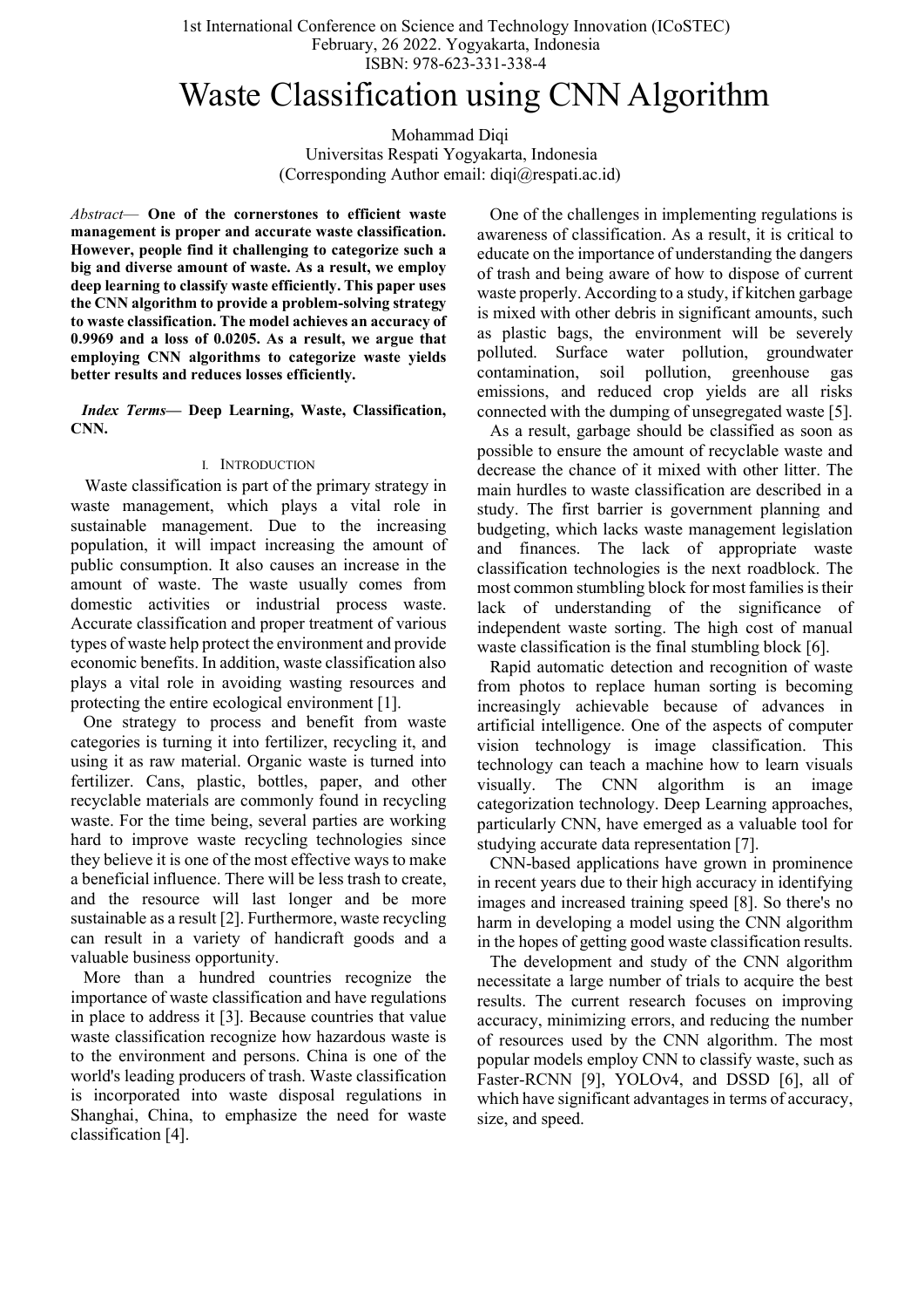# Waste Classification using CNN Algorithm

Mohammad Diqi
Universitas Respati Yogyakarta, Indonesia
(Corresponding Author email: diqi@respati.ac.id)

*Abstract*— **One of the cornerstones to efficient waste management is proper and accurate waste classification. However, people find it challenging to categorize such a big and diverse amount of waste. As a result, we employ deep learning to classify waste efficiently. This paper uses the CNN algorithm to provide a problem-solving strategy to waste classification. The model achieves an accuracy of 0.9969 and a loss of 0.0205. As a result, we argue that employing CNN algorithms to categorize waste yields better results and reduces losses efficiently.**

*Index Terms*— **Deep Learning, Waste, Classification, CNN.**

## I. Introduction

Waste classification is part of the primary strategy in waste management, which plays a vital role in sustainable management. Due to the increasing population, it will impact increasing the amount of public consumption. It also causes an increase in the amount of waste. The waste usually comes from domestic activities or industrial process waste. Accurate classification and proper treatment of various types of waste help protect the environment and provide economic benefits. In addition, waste classification also plays a vital role in avoiding wasting resources and protecting the entire ecological environment [1].

One strategy to process and benefit from waste categories is turning it into fertilizer, recycling it, and using it as raw material. Organic waste is turned into fertilizer. Cans, plastic, bottles, paper, and other recyclable materials are commonly found in recycling waste. For the time being, several parties are working hard to improve waste recycling technologies since they believe it is one of the most effective ways to make a beneficial influence. There will be less trash to create, and the resource will last longer and be more sustainable as a result [2]. Furthermore, waste recycling can result in a variety of handicraft goods and a valuable business opportunity.

More than a hundred countries recognize the importance of waste classification and have regulations in place to address it [3]. Because countries that value waste classification recognize how hazardous waste is to the environment and persons. China is one of the world's leading producers of trash. Waste classification is incorporated into waste disposal regulations in Shanghai, China, to emphasize the need for waste classification [4].

One of the challenges in implementing regulations is awareness of classification. As a result, it is critical to educate on the importance of understanding the dangers of trash and being aware of how to dispose of current waste properly. According to a study, if kitchen garbage is mixed with other debris in significant amounts, such as plastic bags, the environment will be severely polluted. Surface water pollution, groundwater contamination, soil pollution, greenhouse gas emissions, and reduced crop yields are all risks connected with the dumping of unsegregated waste [5].

As a result, garbage should be classified as soon as possible to ensure the amount of recyclable waste and decrease the chance of it mixed with other litter. The main hurdles to waste classification are described in a study. The first barrier is government planning and budgeting, which lacks waste management legislation and finances. The lack of appropriate waste classification technologies is the next roadblock. The most common stumbling block for most families is their lack of understanding of the significance of independent waste sorting. The high cost of manual waste classification is the final stumbling block [6].

Rapid automatic detection and recognition of waste from photos to replace human sorting is becoming increasingly achievable because of advances in artificial intelligence. One of the aspects of computer vision technology is image classification. This technology can teach a machine how to learn visuals visually. The CNN algorithm is an image categorization technology. Deep Learning approaches, particularly CNN, have emerged as a valuable tool for studying accurate data representation [7].

CNN-based applications have grown in prominence in recent years due to their high accuracy in identifying images and increased training speed [8]. So there's no harm in developing a model using the CNN algorithm in the hopes of getting good waste classification results.

The development and study of the CNN algorithm necessitate a large number of trials to acquire the best results. The current research focuses on improving accuracy, minimizing errors, and reducing the number of resources used by the CNN algorithm. The most popular models employ CNN to classify waste, such as Faster-RCNN [9], YOLOv4, and DSSD [6], all of which have significant advantages in terms of accuracy, size, and speed.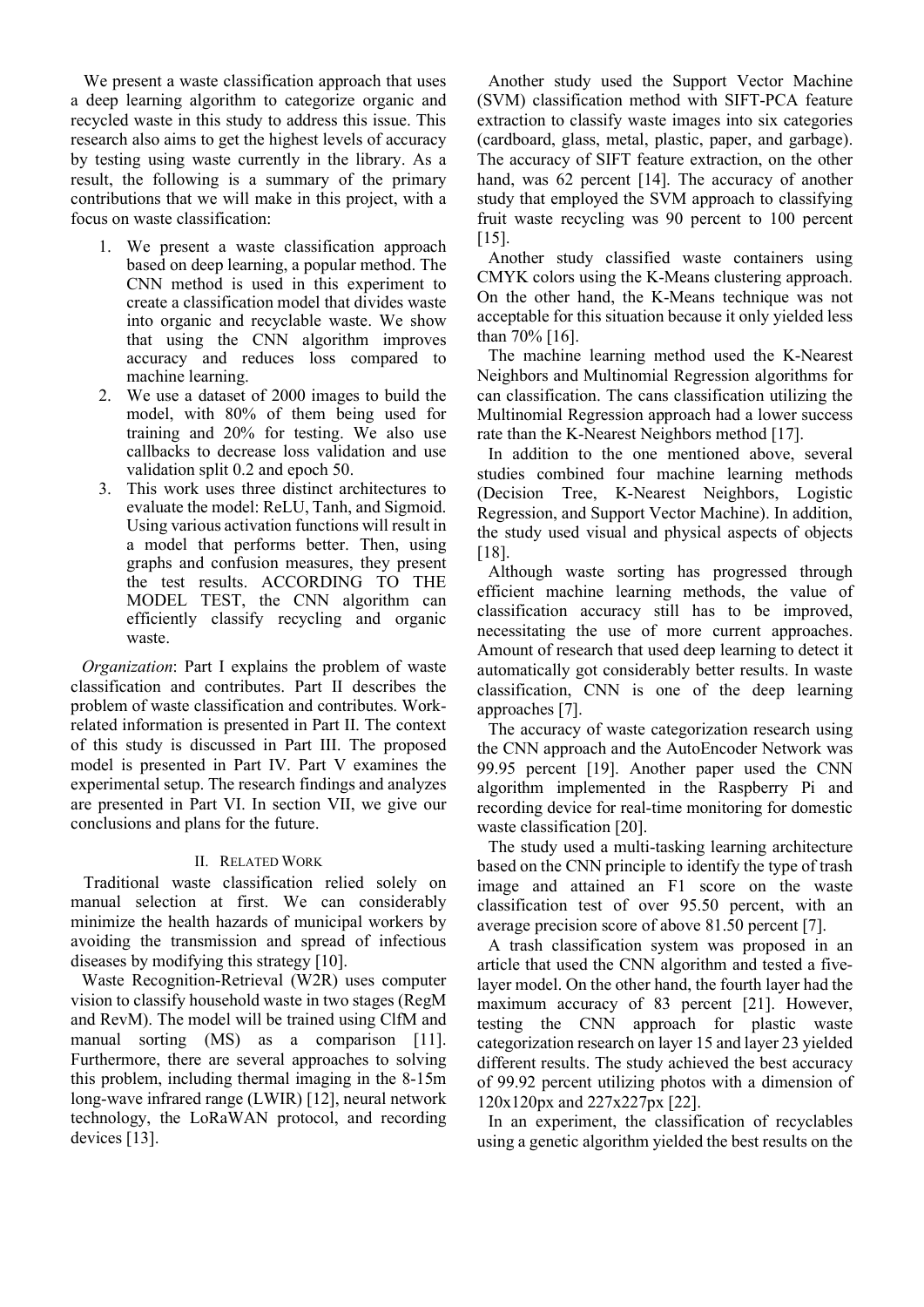We present a waste classification approach that uses a deep learning algorithm to categorize organic and recycled waste in this study to address this issue. This research also aims to get the highest levels of accuracy by testing using waste currently in the library. As a result, the following is a summary of the primary contributions that we will make in this project, with a focus on waste classification:

1. We present a waste classification approach based on deep learning, a popular method. The CNN method is used in this experiment to create a classification model that divides waste into organic and recyclable waste. We show that using the CNN algorithm improves accuracy and reduces loss compared to machine learning.
2. We use a dataset of 2000 images to build the model, with 80% of them being used for training and 20% for testing. We also use callbacks to decrease loss validation and use validation split 0.2 and epoch 50.
3. This work uses three distinct architectures to evaluate the model: ReLU, Tanh, and Sigmoid. Using various activation functions will result in a model that performs better. Then, using graphs and confusion measures, they present the test results. ACCORDING TO THE MODEL TEST, the CNN algorithm can efficiently classify recycling and organic waste.

*Organization*: Part I explains the problem of waste classification and contributes. Part II describes the problem of waste classification and contributes. Work-related information is presented in Part II. The context of this study is discussed in Part III. The proposed model is presented in Part IV. Part V examines the experimental setup. The research findings and analyzes are presented in Part VI. In section VII, we give our conclusions and plans for the future.

## II. Related Work

Traditional waste classification relied solely on manual selection at first. We can considerably minimize the health hazards of municipal workers by avoiding the transmission and spread of infectious diseases by modifying this strategy [10].

Waste Recognition-Retrieval (W2R) uses computer vision to classify household waste in two stages (RegM and RevM). The model will be trained using ClfM and manual sorting (MS) as a comparison [11]. Furthermore, there are several approaches to solving this problem, including thermal imaging in the 8-15m long-wave infrared range (LWIR) [12], neural network technology, the LoRaWAN protocol, and recording devices [13].

Another study used the Support Vector Machine (SVM) classification method with SIFT-PCA feature extraction to classify waste images into six categories (cardboard, glass, metal, plastic, paper, and garbage). The accuracy of SIFT feature extraction, on the other hand, was 62 percent [14]. The accuracy of another study that employed the SVM approach to classifying fruit waste recycling was 90 percent to 100 percent [15].

Another study classified waste containers using CMYK colors using the K-Means clustering approach. On the other hand, the K-Means technique was not acceptable for this situation because it only yielded less than 70% [16].

The machine learning method used the K-Nearest Neighbors and Multinomial Regression algorithms for can classification. The cans classification utilizing the Multinomial Regression approach had a lower success rate than the K-Nearest Neighbors method [17].

In addition to the one mentioned above, several studies combined four machine learning methods (Decision Tree, K-Nearest Neighbors, Logistic Regression, and Support Vector Machine). In addition, the study used visual and physical aspects of objects [18].

Although waste sorting has progressed through efficient machine learning methods, the value of classification accuracy still has to be improved, necessitating the use of more current approaches. Amount of research that used deep learning to detect it automatically got considerably better results. In waste classification, CNN is one of the deep learning approaches [7].

The accuracy of waste categorization research using the CNN approach and the AutoEncoder Network was 99.95 percent [19]. Another paper used the CNN algorithm implemented in the Raspberry Pi and recording device for real-time monitoring for domestic waste classification [20].

The study used a multi-tasking learning architecture based on the CNN principle to identify the type of trash image and attained an F1 score on the waste classification test of over 95.50 percent, with an average precision score of above 81.50 percent [7].

A trash classification system was proposed in an article that used the CNN algorithm and tested a five-layer model. On the other hand, the fourth layer had the maximum accuracy of 83 percent [21]. However, testing the CNN approach for plastic waste categorization research on layer 15 and layer 23 yielded different results. The study achieved the best accuracy of 99.92 percent utilizing photos with a dimension of 120x120px and 227x227px [22].

In an experiment, the classification of recyclables using a genetic algorithm yielded the best results on the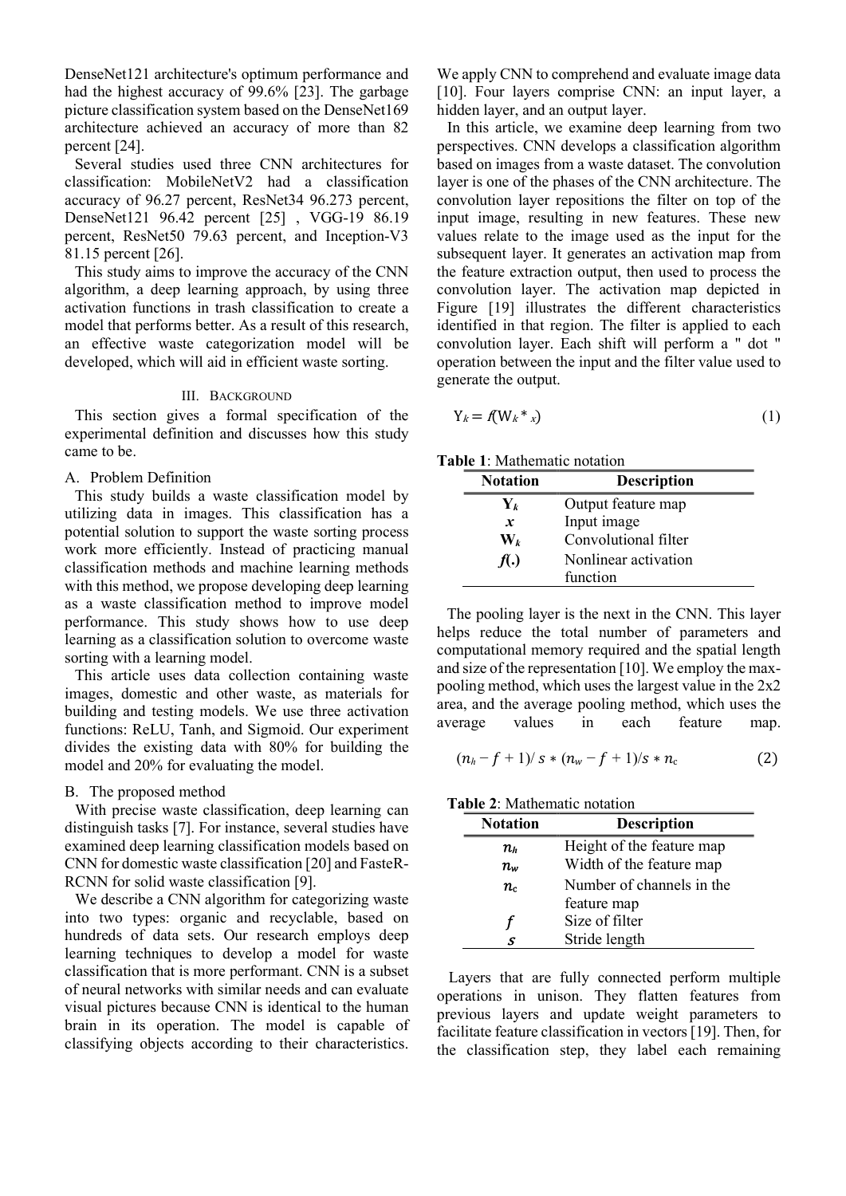DenseNet121 architecture's optimum performance and had the highest accuracy of 99.6% [23]. The garbage picture classification system based on the DenseNet169 architecture achieved an accuracy of more than 82 percent [24].

Several studies used three CNN architectures for classification: MobileNetV2 had a classification accuracy of 96.27 percent, ResNet34 96.273 percent, DenseNet121 96.42 percent [25] , VGG-19 86.19 percent, ResNet50 79.63 percent, and Inception-V3 81.15 percent [26].

This study aims to improve the accuracy of the CNN algorithm, a deep learning approach, by using three activation functions in trash classification to create a model that performs better. As a result of this research, an effective waste categorization model will be developed, which will aid in efficient waste sorting.

## III. Background

This section gives a formal specification of the experimental definition and discusses how this study came to be.

### A. Problem Definition

This study builds a waste classification model by utilizing data in images. This classification has a potential solution to support the waste sorting process work more efficiently. Instead of practicing manual classification methods and machine learning methods with this method, we propose developing deep learning as a waste classification method to improve model performance. This study shows how to use deep learning as a classification solution to overcome waste sorting with a learning model.

This article uses data collection containing waste images, domestic and other waste, as materials for building and testing models. We use three activation functions: ReLU, Tanh, and Sigmoid. Our experiment divides the existing data with 80% for building the model and 20% for evaluating the model.

### B. The proposed method

With precise waste classification, deep learning can distinguish tasks [7]. For instance, several studies have examined deep learning classification models based on CNN for domestic waste classification [20] and FasteR-RCNN for solid waste classification [9].

We describe a CNN algorithm for categorizing waste into two types: organic and recyclable, based on hundreds of data sets. Our research employs deep learning techniques to develop a model for waste classification that is more performant. CNN is a subset of neural networks with similar needs and can evaluate visual pictures because CNN is identical to the human brain in its operation. The model is capable of classifying objects according to their characteristics. We apply CNN to comprehend and evaluate image data [10]. Four layers comprise CNN: an input layer, a hidden layer, and an output layer.

In this article, we examine deep learning from two perspectives. CNN develops a classification algorithm based on images from a waste dataset. The convolution layer is one of the phases of the CNN architecture. The convolution layer repositions the filter on top of the input image, resulting in new features. These new values relate to the image used as the input for the subsequent layer. It generates an activation map from the feature extraction output, then used to process the convolution layer. The activation map depicted in Figure [19] illustrates the different characteristics identified in that region. The filter is applied to each convolution layer. Each shift will perform a " dot " operation between the input and the filter value used to generate the output.

$$Y_k = f(W_k * x) \tag{1}$$

**Table 1**: Mathematic notation

| Notation | Description |
|---|---|
| $\mathbf{Y}_k$ | Output feature map |
| $x$ | Input image |
| $\mathbf{W}_k$ | Convolutional filter |
| $f(.)$ | Nonlinear activation function |

The pooling layer is the next in the CNN. This layer helps reduce the total number of parameters and computational memory required and the spatial length and size of the representation [10]. We employ the max-pooling method, which uses the largest value in the 2x2 area, and the average pooling method, which uses the average values in each feature map.

$$(n_h - f + 1)/\, s * (n_w - f + 1)/s * n_c \tag{2}$$

**Table 2**: Mathematic notation

| Notation | Description |
|---|---|
| $n_h$ | Height of the feature map |
| $n_w$ | Width of the feature map |
| $n_c$ | Number of channels in the feature map |
| $f$ | Size of filter |
| $s$ | Stride length |

Layers that are fully connected perform multiple operations in unison. They flatten features from previous layers and update weight parameters to facilitate feature classification in vectors [19]. Then, for the classification step, they label each remaining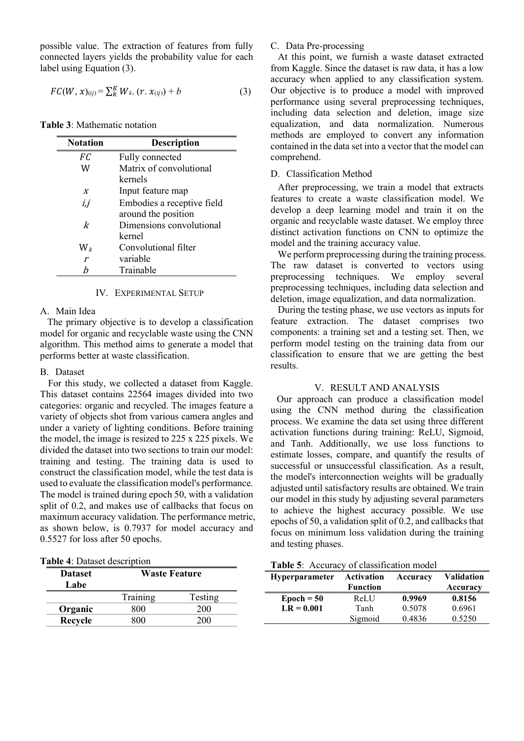possible value. The extraction of features from fully connected layers yields the probability value for each label using Equation (3).

$$FC(W, x)_{(ij)} = \sum_{k}^{K} W_k . (r . x_{(ij)}) + b \quad (3)$$

**Table 3**: Mathematic notation

| Notation | Description |
|---|---|
| $FC$ | Fully connected |
| W | Matrix of convolutional kernels |
| $x$ | Input feature map |
| $i,j$ | Embodies a receptive field around the position |
| $k$ | Dimensions convolutional kernel |
| $W_k$ | Convolutional filter |
| $r$ | variable |
| $b$ | Trainable |

## IV. Experimental Setup

### A. Main Idea

The primary objective is to develop a classification model for organic and recyclable waste using the CNN algorithm. This method aims to generate a model that performs better at waste classification.

### B. Dataset

For this study, we collected a dataset from Kaggle. This dataset contains 22564 images divided into two categories: organic and recycled. The images feature a variety of objects shot from various camera angles and under a variety of lighting conditions. Before training the model, the image is resized to 225 x 225 pixels. We divided the dataset into two sections to train our model: training and testing. The training data is used to construct the classification model, while the test data is used to evaluate the classification model's performance. The model is trained during epoch 50, with a validation split of 0.2, and makes use of callbacks that focus on maximum accuracy validation. The performance metric, as shown below, is 0.7937 for model accuracy and 0.5527 for loss after 50 epochs.

**Table 4**: Dataset description

| Dataset Labe | Waste Feature | |
|---|---|---|
| | Training | Testing |
| **Organic** | 800 | 200 |
| **Recycle** | 800 | 200 |

### C. Data Pre-processing

At this point, we furnish a waste dataset extracted from Kaggle. Since the dataset is raw data, it has a low accuracy when applied to any classification system. Our objective is to produce a model with improved performance using several preprocessing techniques, including data selection and deletion, image size equalization, and data normalization. Numerous methods are employed to convert any information contained in the data set into a vector that the model can comprehend.

### D. Classification Method

After preprocessing, we train a model that extracts features to create a waste classification model. We develop a deep learning model and train it on the organic and recyclable waste dataset. We employ three distinct activation functions on CNN to optimize the model and the training accuracy value.

We perform preprocessing during the training process. The raw dataset is converted to vectors using preprocessing techniques. We employ several preprocessing techniques, including data selection and deletion, image equalization, and data normalization.

During the testing phase, we use vectors as inputs for feature extraction. The dataset comprises two components: a training set and a testing set. Then, we perform model testing on the training data from our classification to ensure that we are getting the best results.

## V. Result and Analysis

Our approach can produce a classification model using the CNN method during the classification process. We examine the data set using three different activation functions during training: ReLU, Sigmoid, and Tanh. Additionally, we use loss functions to estimate losses, compare, and quantify the results of successful or unsuccessful classification. As a result, the model's interconnection weights will be gradually adjusted until satisfactory results are obtained. We train our model in this study by adjusting several parameters to achieve the highest accuracy possible. We use epochs of 50, a validation split of 0.2, and callbacks that focus on minimum loss validation during the training and testing phases.

**Table 5**: Accuracy of classification model

| Hyperparameter | Activation Function | Accuracy | Validation Accuracy |
|---|---|---|---|
| **Epoch = 50** | ReLU | **0.9969** | **0.8156** |
| **LR = 0.001** | Tanh | 0.5078 | 0.6961 |
| | Sigmoid | 0.4836 | 0.5250 |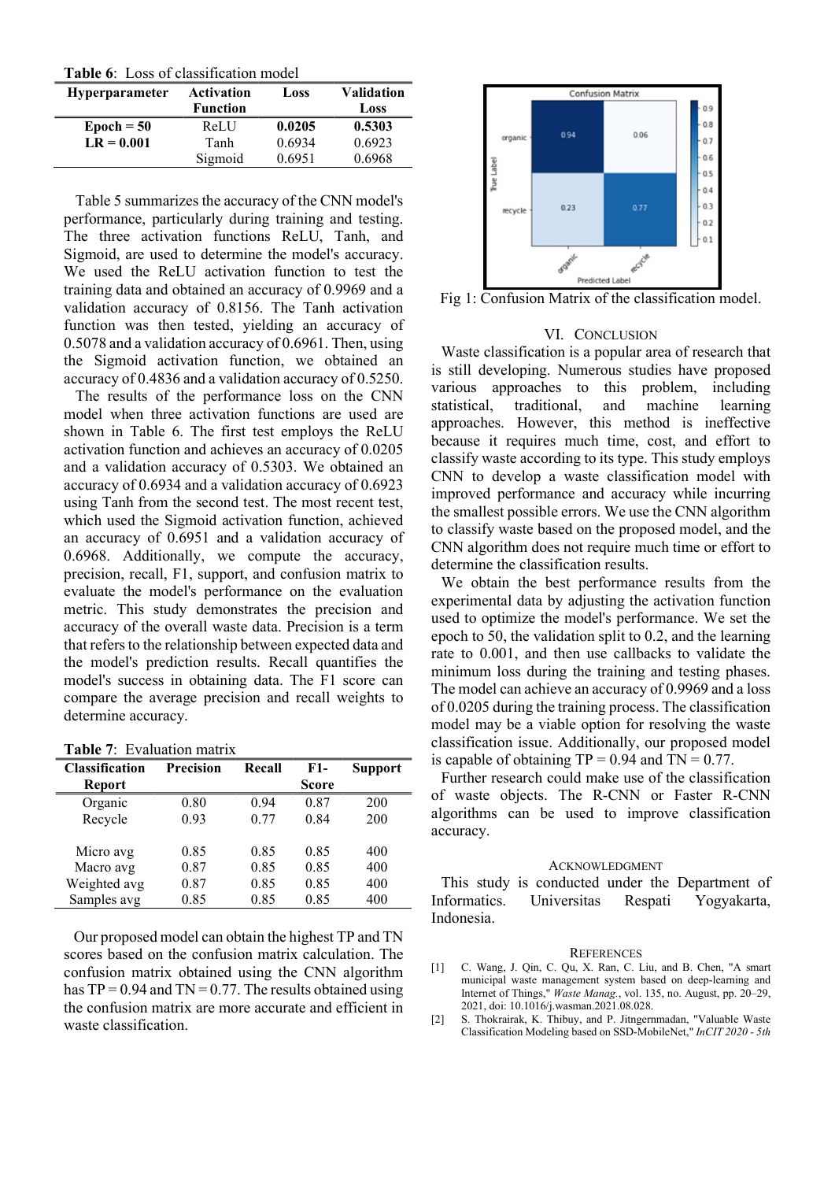**Table 6**: Loss of classification model

| Hyperparameter | Activation Function | Loss | Validation Loss |
|---|---|---|---|
| **Epoch = 50** | ReLU | **0.0205** | **0.5303** |
| **LR = 0.001** | Tanh | 0.6934 | 0.6923 |
| | Sigmoid | 0.6951 | 0.6968 |

Table 5 summarizes the accuracy of the CNN model's performance, particularly during training and testing. The three activation functions ReLU, Tanh, and Sigmoid, are used to determine the model's accuracy. We used the ReLU activation function to test the training data and obtained an accuracy of 0.9969 and a validation accuracy of 0.8156. The Tanh activation function was then tested, yielding an accuracy of 0.5078 and a validation accuracy of 0.6961. Then, using the Sigmoid activation function, we obtained an accuracy of 0.4836 and a validation accuracy of 0.5250.

The results of the performance loss on the CNN model when three activation functions are used are shown in Table 6. The first test employs the ReLU activation function and achieves an accuracy of 0.0205 and a validation accuracy of 0.5303. We obtained an accuracy of 0.6934 and a validation accuracy of 0.6923 using Tanh from the second test. The most recent test, which used the Sigmoid activation function, achieved an accuracy of 0.6951 and a validation accuracy of 0.6968. Additionally, we compute the accuracy, precision, recall, F1, support, and confusion matrix to evaluate the model's performance on the evaluation metric. This study demonstrates the precision and accuracy of the overall waste data. Precision is a term that refers to the relationship between expected data and the model's prediction results. Recall quantifies the model's success in obtaining data. The F1 score can compare the average precision and recall weights to determine accuracy.

**Table 7**: Evaluation matrix

| Classification Report | Precision | Recall | F1-Score | Support |
|---|---|---|---|---|
| Organic | 0.80 | 0.94 | 0.87 | 200 |
| Recycle | 0.93 | 0.77 | 0.84 | 200 |
| | | | | |
| Micro avg | 0.85 | 0.85 | 0.85 | 400 |
| Macro avg | 0.87 | 0.85 | 0.85 | 400 |
| Weighted avg | 0.87 | 0.85 | 0.85 | 400 |
| Samples avg | 0.85 | 0.85 | 0.85 | 400 |

Our proposed model can obtain the highest TP and TN scores based on the confusion matrix calculation. The confusion matrix obtained using the CNN algorithm has TP = 0.94 and TN = 0.77. The results obtained using the confusion matrix are more accurate and efficient in waste classification.

Fig 1: Confusion Matrix of the classification model.

## VI. Conclusion

Waste classification is a popular area of research that is still developing. Numerous studies have proposed various approaches to this problem, including statistical, traditional, and machine learning approaches. However, this method is ineffective because it requires much time, cost, and effort to classify waste according to its type. This study employs CNN to develop a waste classification model with improved performance and accuracy while incurring the smallest possible errors. We use the CNN algorithm to classify waste based on the proposed model, and the CNN algorithm does not require much time or effort to determine the classification results.

We obtain the best performance results from the experimental data by adjusting the activation function used to optimize the model's performance. We set the epoch to 50, the validation split to 0.2, and the learning rate to 0.001, and then use callbacks to validate the minimum loss during the training and testing phases. The model can achieve an accuracy of 0.9969 and a loss of 0.0205 during the training process. The classification model may be a viable option for resolving the waste classification issue. Additionally, our proposed model is capable of obtaining TP = 0.94 and TN = 0.77.

Further research could make use of the classification of waste objects. The R-CNN or Faster R-CNN algorithms can be used to improve classification accuracy.

## Acknowledgment

This study is conducted under the Department of Informatics. Universitas Respati Yogyakarta, Indonesia.

## References

[1] C. Wang, J. Qin, C. Qu, X. Ran, C. Liu, and B. Chen, "A smart municipal waste management system based on deep-learning and Internet of Things," *Waste Manag.*, vol. 135, no. August, pp. 20–29, 2021, doi: 10.1016/j.wasman.2021.08.028.

[2] S. Thokrairak, K. Thibuy, and P. Jitngernmadan, "Valuable Waste Classification Modeling based on SSD-MobileNet," *InCIT 2020 - 5th*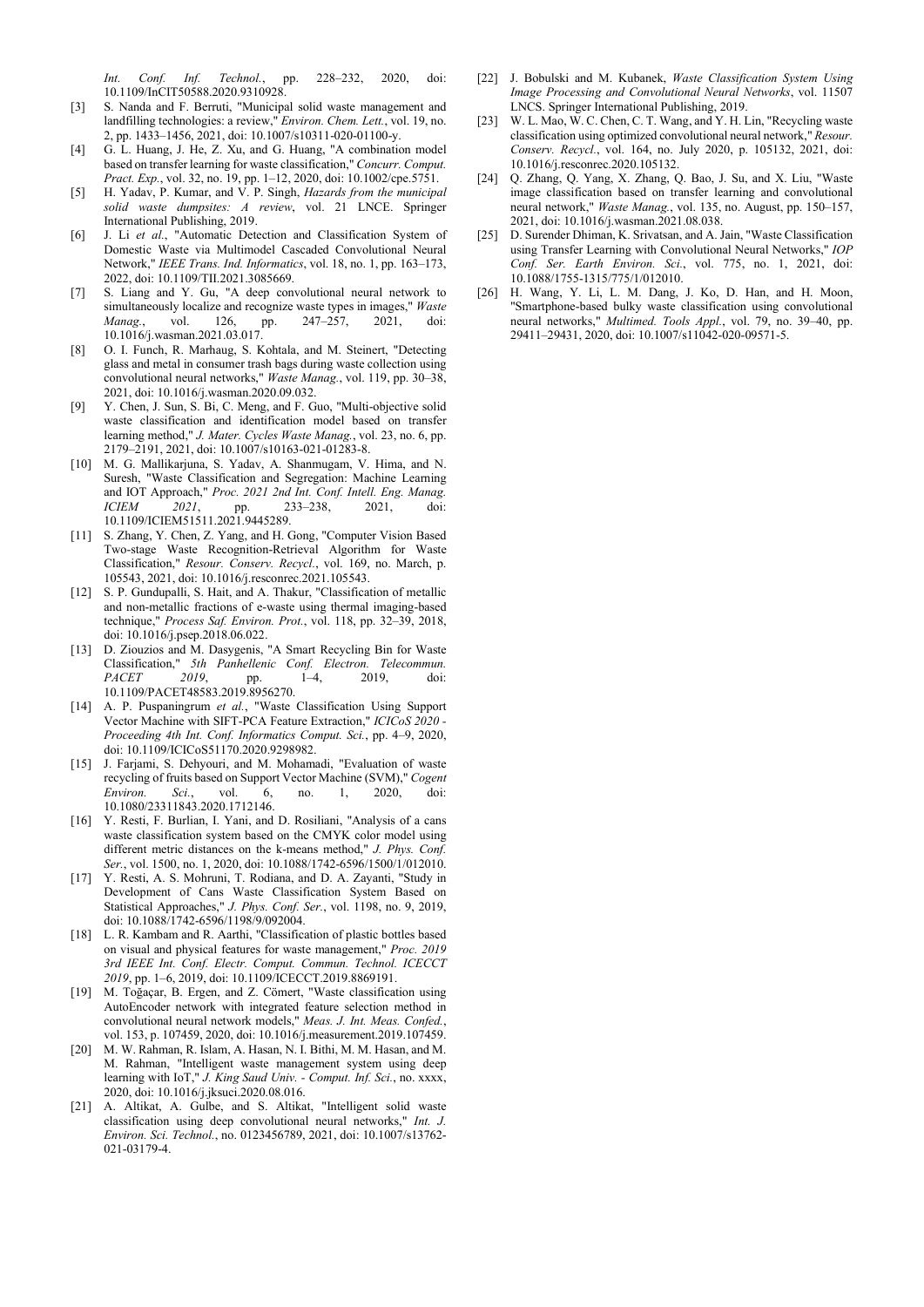*Int. Conf. Inf. Technol.*, pp. 228–232, 2020, doi: 10.1109/InCIT50588.2020.9310928.

[3] S. Nanda and F. Berruti, "Municipal solid waste management and landfilling technologies: a review," *Environ. Chem. Lett.*, vol. 19, no. 2, pp. 1433–1456, 2021, doi: 10.1007/s10311-020-01100-y.

[4] G. L. Huang, J. He, Z. Xu, and G. Huang, "A combination model based on transfer learning for waste classification," *Concurr. Comput. Pract. Exp.*, vol. 32, no. 19, pp. 1–12, 2020, doi: 10.1002/cpe.5751.

[5] H. Yadav, P. Kumar, and V. P. Singh, *Hazards from the municipal solid waste dumpsites: A review*, vol. 21 LNCE. Springer International Publishing, 2019.

[6] J. Li *et al.*, "Automatic Detection and Classification System of Domestic Waste via Multimodel Cascaded Convolutional Neural Network," *IEEE Trans. Ind. Informatics*, vol. 18, no. 1, pp. 163–173, 2022, doi: 10.1109/TII.2021.3085669.

[7] S. Liang and Y. Gu, "A deep convolutional neural network to simultaneously localize and recognize waste types in images," *Waste Manag.*, vol. 126, pp. 247–257, 2021, doi: 10.1016/j.wasman.2021.03.017.

[8] O. I. Funch, R. Marhaug, S. Kohtala, and M. Steinert, "Detecting glass and metal in consumer trash bags during waste collection using convolutional neural networks," *Waste Manag.*, vol. 119, pp. 30–38, 2021, doi: 10.1016/j.wasman.2020.09.032.

[9] Y. Chen, J. Sun, S. Bi, C. Meng, and F. Guo, "Multi-objective solid waste classification and identification model based on transfer learning method," *J. Mater. Cycles Waste Manag.*, vol. 23, no. 6, pp. 2179–2191, 2021, doi: 10.1007/s10163-021-01283-8.

[10] M. G. Mallikarjuna, S. Yadav, A. Shanmugam, V. Hima, and N. Suresh, "Waste Classification and Segregation: Machine Learning and IOT Approach," *Proc. 2021 2nd Int. Conf. Intell. Eng. Manag. ICIEM 2021*, pp. 233–238, 2021, doi: 10.1109/ICIEM51511.2021.9445289.

[11] S. Zhang, Y. Chen, Z. Yang, and H. Gong, "Computer Vision Based Two-stage Waste Recognition-Retrieval Algorithm for Waste Classification," *Resour. Conserv. Recycl.*, vol. 169, no. March, p. 105543, 2021, doi: 10.1016/j.resconrec.2021.105543.

[12] S. P. Gundupalli, S. Hait, and A. Thakur, "Classification of metallic and non-metallic fractions of e-waste using thermal imaging-based technique," *Process Saf. Environ. Prot.*, vol. 118, pp. 32–39, 2018, doi: 10.1016/j.psep.2018.06.022.

[13] D. Ziouzios and M. Dasygenis, "A Smart Recycling Bin for Waste Classification," *5th Panhellenic Conf. Electron. Telecommun. PACET 2019*, pp. 1–4, 2019, doi: 10.1109/PACET48583.2019.8956270.

[14] A. P. Puspaningrum *et al.*, "Waste Classification Using Support Vector Machine with SIFT-PCA Feature Extraction," *ICICoS 2020 - Proceeding 4th Int. Conf. Informatics Comput. Sci.*, pp. 4–9, 2020, doi: 10.1109/ICICoS51170.2020.9298982.

[15] J. Farjami, S. Dehyouri, and M. Mohamadi, "Evaluation of waste recycling of fruits based on Support Vector Machine (SVM)," *Cogent Environ. Sci.*, vol. 6, no. 1, 2020, doi: 10.1080/23311843.2020.1712146.

[16] Y. Resti, F. Burlian, I. Yani, and D. Rosiliani, "Analysis of a cans waste classification system based on the CMYK color model using different metric distances on the k-means method," *J. Phys. Conf. Ser.*, vol. 1500, no. 1, 2020, doi: 10.1088/1742-6596/1500/1/012010.

[17] Y. Resti, A. S. Mohruni, T. Rodiana, and D. A. Zayanti, "Study in Development of Cans Waste Classification System Based on Statistical Approaches," *J. Phys. Conf. Ser.*, vol. 1198, no. 9, 2019, doi: 10.1088/1742-6596/1198/9/092004.

[18] L. R. Kambam and R. Aarthi, "Classification of plastic bottles based on visual and physical features for waste management," *Proc. 2019 3rd IEEE Int. Conf. Electr. Comput. Commun. Technol. ICECCT 2019*, pp. 1–6, 2019, doi: 10.1109/ICECCT.2019.8869191.

[19] M. Toğaçar, B. Ergen, and Z. Cömert, "Waste classification using AutoEncoder network with integrated feature selection method in convolutional neural network models," *Meas. J. Int. Meas. Confed.*, vol. 153, p. 107459, 2020, doi: 10.1016/j.measurement.2019.107459.

[20] M. W. Rahman, R. Islam, A. Hasan, N. I. Bithi, M. M. Hasan, and M. M. Rahman, "Intelligent waste management system using deep learning with IoT," *J. King Saud Univ. - Comput. Inf. Sci.*, no. xxxx, 2020, doi: 10.1016/j.jksuci.2020.08.016.

[21] A. Altikat, A. Gulbe, and S. Altikat, "Intelligent solid waste classification using deep convolutional neural networks," *Int. J. Environ. Sci. Technol.*, no. 0123456789, 2021, doi: 10.1007/s13762-021-03179-4.

[22] J. Bobulski and M. Kubanek, *Waste Classification System Using Image Processing and Convolutional Neural Networks*, vol. 11507 LNCS. Springer International Publishing, 2019.

[23] W. L. Mao, W. C. Chen, C. T. Wang, and Y. H. Lin, "Recycling waste classification using optimized convolutional neural network," *Resour. Conserv. Recycl.*, vol. 164, no. July 2020, p. 105132, 2021, doi: 10.1016/j.resconrec.2020.105132.

[24] Q. Zhang, Q. Yang, X. Zhang, Q. Bao, J. Su, and X. Liu, "Waste image classification based on transfer learning and convolutional neural network," *Waste Manag.*, vol. 135, no. August, pp. 150–157, 2021, doi: 10.1016/j.wasman.2021.08.038.

[25] D. Surender Dhiman, K. Srivatsan, and A. Jain, "Waste Classification using Transfer Learning with Convolutional Neural Networks," *IOP Conf. Ser. Earth Environ. Sci.*, vol. 775, no. 1, 2021, doi: 10.1088/1755-1315/775/1/012010.

[26] H. Wang, Y. Li, L. M. Dang, J. Ko, D. Han, and H. Moon, "Smartphone-based bulky waste classification using convolutional neural networks," *Multimed. Tools Appl.*, vol. 79, no. 39–40, pp. 29411–29431, 2020, doi: 10.1007/s11042-020-09571-5.